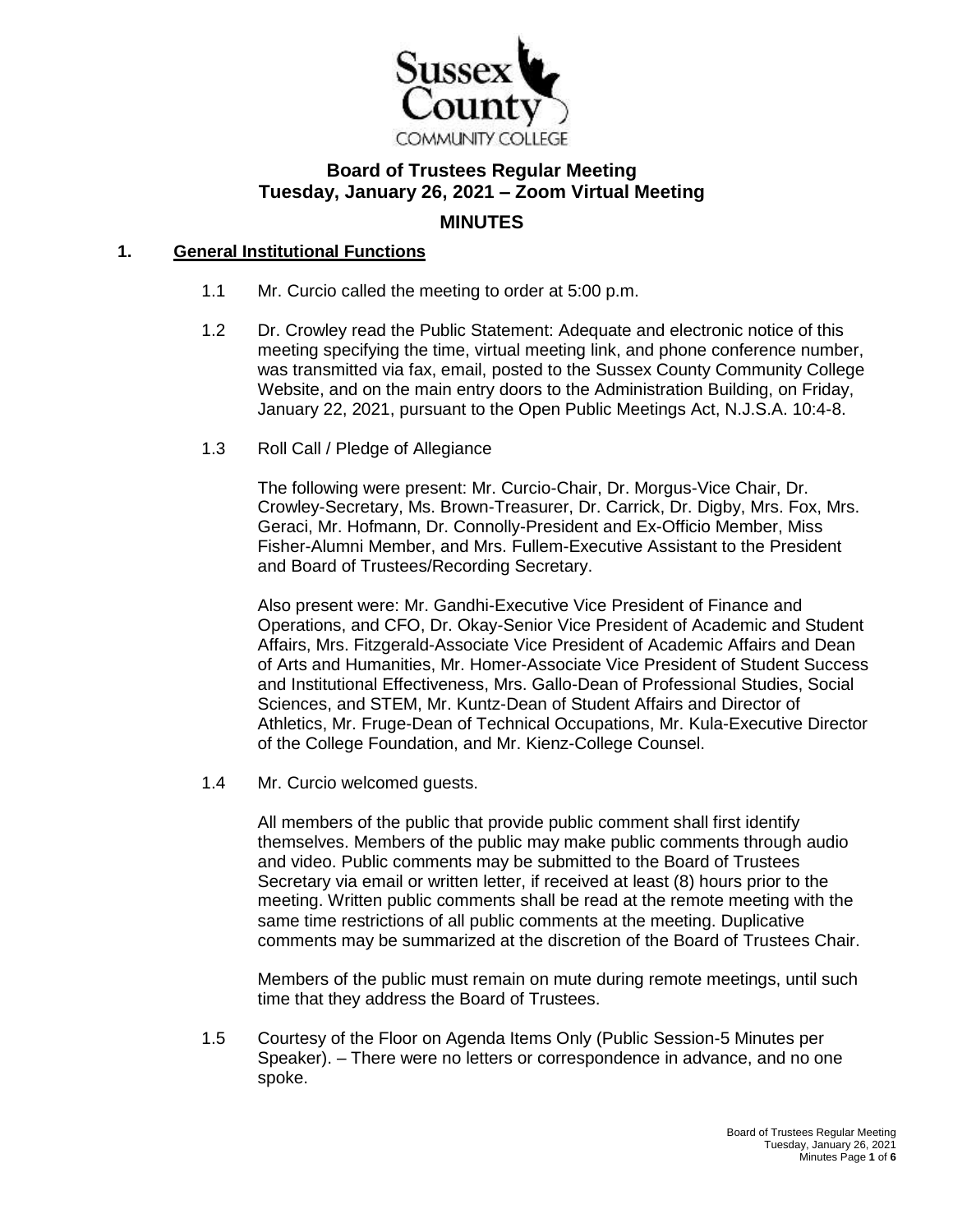Sussex County COMMUNITY COLLEGE

# Board of Trustees Regular Meeting
## Tuesday, January 26, 2021 – Zoom Virtual Meeting

## MINUTES

**1. General Institutional Functions**

1.1 Mr. Curcio called the meeting to order at 5:00 p.m.

1.2 Dr. Crowley read the Public Statement: Adequate and electronic notice of this meeting specifying the time, virtual meeting link, and phone conference number, was transmitted via fax, email, posted to the Sussex County Community College Website, and on the main entry doors to the Administration Building, on Friday, January 22, 2021, pursuant to the Open Public Meetings Act, N.J.S.A. 10:4-8.

1.3 Roll Call / Pledge of Allegiance

The following were present: Mr. Curcio-Chair, Dr. Morgus-Vice Chair, Dr. Crowley-Secretary, Ms. Brown-Treasurer, Dr. Carrick, Dr. Digby, Mrs. Fox, Mrs. Geraci, Mr. Hofmann, Dr. Connolly-President and Ex-Officio Member, Miss Fisher-Alumni Member, and Mrs. Fullem-Executive Assistant to the President and Board of Trustees/Recording Secretary.

Also present were: Mr. Gandhi-Executive Vice President of Finance and Operations, and CFO, Dr. Okay-Senior Vice President of Academic and Student Affairs, Mrs. Fitzgerald-Associate Vice President of Academic Affairs and Dean of Arts and Humanities, Mr. Homer-Associate Vice President of Student Success and Institutional Effectiveness, Mrs. Gallo-Dean of Professional Studies, Social Sciences, and STEM, Mr. Kuntz-Dean of Student Affairs and Director of Athletics, Mr. Fruge-Dean of Technical Occupations, Mr. Kula-Executive Director of the College Foundation, and Mr. Kienz-College Counsel.

1.4 Mr. Curcio welcomed guests.

All members of the public that provide public comment shall first identify themselves. Members of the public may make public comments through audio and video. Public comments may be submitted to the Board of Trustees Secretary via email or written letter, if received at least (8) hours prior to the meeting. Written public comments shall be read at the remote meeting with the same time restrictions of all public comments at the meeting. Duplicative comments may be summarized at the discretion of the Board of Trustees Chair.

Members of the public must remain on mute during remote meetings, until such time that they address the Board of Trustees.

1.5 Courtesy of the Floor on Agenda Items Only (Public Session-5 Minutes per Speaker). – There were no letters or correspondence in advance, and no one spoke.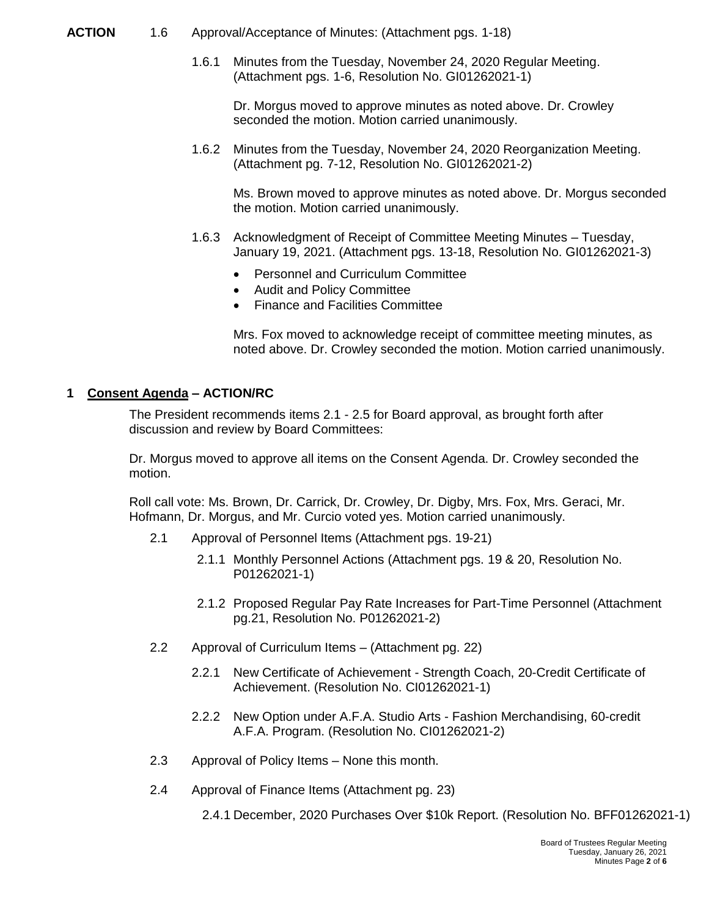**ACTION** 1.6 Approval/Acceptance of Minutes: (Attachment pgs. 1-18)

1.6.1 Minutes from the Tuesday, November 24, 2020 Regular Meeting. (Attachment pgs. 1-6, Resolution No. GI01262021-1)

Dr. Morgus moved to approve minutes as noted above. Dr. Crowley seconded the motion. Motion carried unanimously.

1.6.2 Minutes from the Tuesday, November 24, 2020 Reorganization Meeting. (Attachment pg. 7-12, Resolution No. GI01262021-2)

Ms. Brown moved to approve minutes as noted above. Dr. Morgus seconded the motion. Motion carried unanimously.

1.6.3 Acknowledgment of Receipt of Committee Meeting Minutes – Tuesday, January 19, 2021. (Attachment pgs. 13-18, Resolution No. GI01262021-3)

- Personnel and Curriculum Committee
- Audit and Policy Committee
- Finance and Facilities Committee

Mrs. Fox moved to acknowledge receipt of committee meeting minutes, as noted above. Dr. Crowley seconded the motion. Motion carried unanimously.

## 1 Consent Agenda – ACTION/RC

The President recommends items 2.1 - 2.5 for Board approval, as brought forth after discussion and review by Board Committees:

Dr. Morgus moved to approve all items on the Consent Agenda. Dr. Crowley seconded the motion.

Roll call vote: Ms. Brown, Dr. Carrick, Dr. Crowley, Dr. Digby, Mrs. Fox, Mrs. Geraci, Mr. Hofmann, Dr. Morgus, and Mr. Curcio voted yes. Motion carried unanimously.

2.1 Approval of Personnel Items (Attachment pgs. 19-21)

2.1.1 Monthly Personnel Actions (Attachment pgs. 19 & 20, Resolution No. P01262021-1)

2.1.2 Proposed Regular Pay Rate Increases for Part-Time Personnel (Attachment pg.21, Resolution No. P01262021-2)

2.2 Approval of Curriculum Items – (Attachment pg. 22)

2.2.1 New Certificate of Achievement - Strength Coach, 20-Credit Certificate of Achievement. (Resolution No. CI01262021-1)

2.2.2 New Option under A.F.A. Studio Arts - Fashion Merchandising, 60-credit A.F.A. Program. (Resolution No. CI01262021-2)

2.3 Approval of Policy Items – None this month.

2.4 Approval of Finance Items (Attachment pg. 23)

2.4.1 December, 2020 Purchases Over $10k Report. (Resolution No. BFF01262021-1)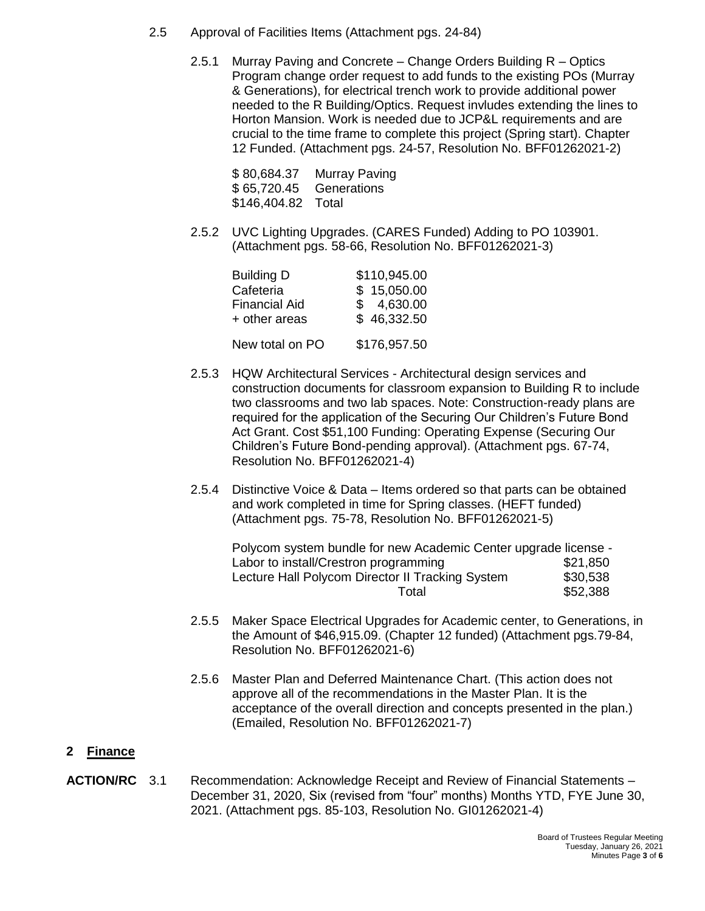2.5 Approval of Facilities Items (Attachment pgs. 24-84)

2.5.1 Murray Paving and Concrete – Change Orders Building R – Optics Program change order request to add funds to the existing POs (Murray & Generations), for electrical trench work to provide additional power needed to the R Building/Optics. Request invludes extending the lines to Horton Mansion. Work is needed due to JCP&L requirements and are crucial to the time frame to complete this project (Spring start). Chapter 12 Funded. (Attachment pgs. 24-57, Resolution No. BFF01262021-2)

| | |
|---|---|
| $ 80,684.37 | Murray Paving |
| $ 65,720.45 | Generations |
| $146,404.82 | Total |

2.5.2 UVC Lighting Upgrades. (CARES Funded) Adding to PO 103901. (Attachment pgs. 58-66, Resolution No. BFF01262021-3)

| | |
|---|---|
| Building D | $110,945.00 |
| Cafeteria | $ 15,050.00 |
| Financial Aid | $ 4,630.00 |
| + other areas | $ 46,332.50 |
| New total on PO | $176,957.50 |

2.5.3 HQW Architectural Services - Architectural design services and construction documents for classroom expansion to Building R to include two classrooms and two lab spaces. Note: Construction-ready plans are required for the application of the Securing Our Children's Future Bond Act Grant. Cost $51,100 Funding: Operating Expense (Securing Our Children's Future Bond-pending approval). (Attachment pgs. 67-74, Resolution No. BFF01262021-4)

2.5.4 Distinctive Voice & Data – Items ordered so that parts can be obtained and work completed in time for Spring classes. (HEFT funded) (Attachment pgs. 75-78, Resolution No. BFF01262021-5)

| | |
|---|---|
| Polycom system bundle for new Academic Center upgrade license - Labor to install/Crestron programming | $21,850 |
| Lecture Hall Polycom Director II Tracking System | $30,538 |
| Total | $52,388 |

2.5.5 Maker Space Electrical Upgrades for Academic center, to Generations, in the Amount of $46,915.09. (Chapter 12 funded) (Attachment pgs.79-84, Resolution No. BFF01262021-6)

2.5.6 Master Plan and Deferred Maintenance Chart. (This action does not approve all of the recommendations in the Master Plan. It is the acceptance of the overall direction and concepts presented in the plan.) (Emailed, Resolution No. BFF01262021-7)

## 2 Finance

**ACTION/RC** 3.1 Recommendation: Acknowledge Receipt and Review of Financial Statements – December 31, 2020, Six (revised from "four" months) Months YTD, FYE June 30, 2021. (Attachment pgs. 85-103, Resolution No. GI01262021-4)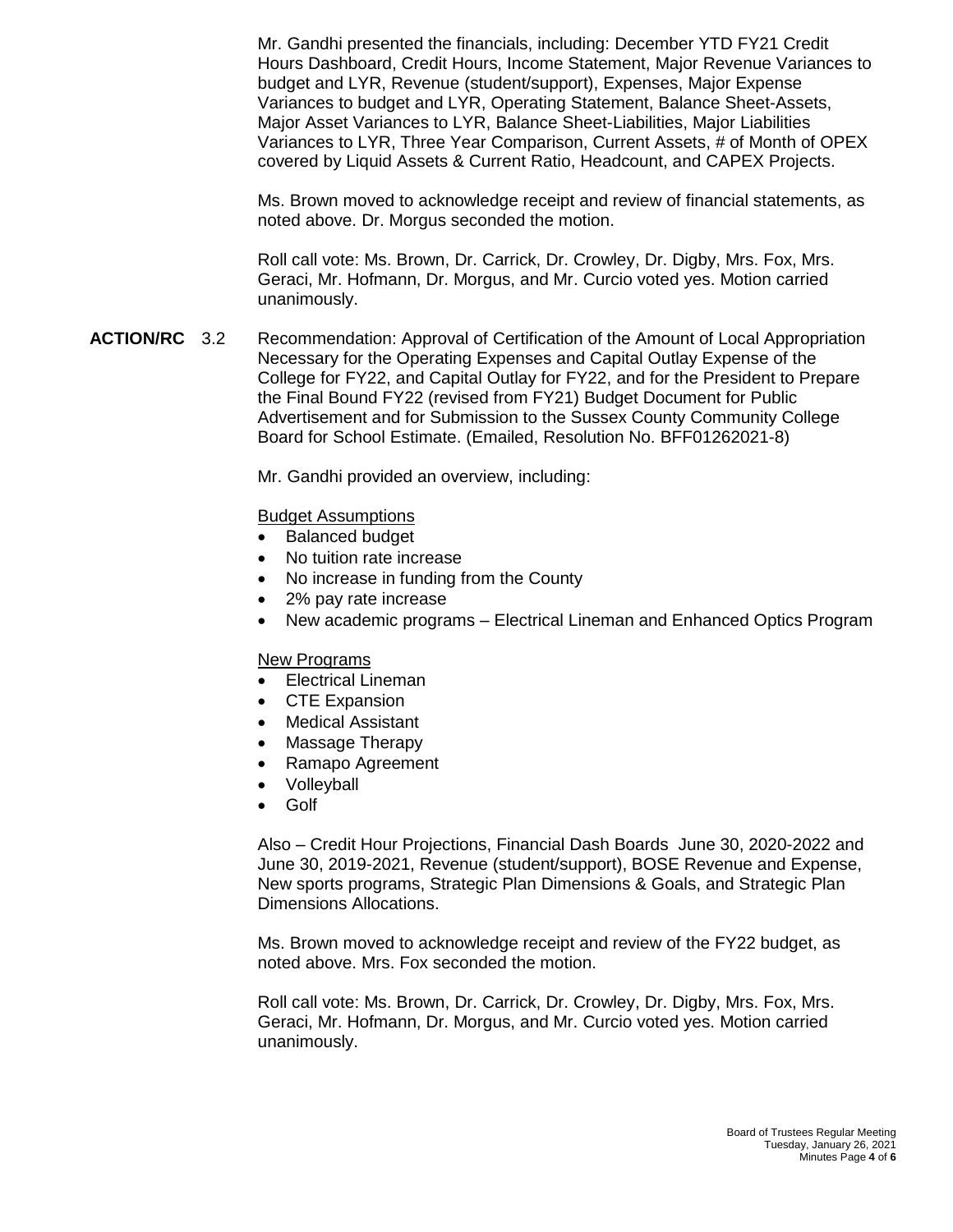Mr. Gandhi presented the financials, including: December YTD FY21 Credit Hours Dashboard, Credit Hours, Income Statement, Major Revenue Variances to budget and LYR, Revenue (student/support), Expenses, Major Expense Variances to budget and LYR, Operating Statement, Balance Sheet-Assets, Major Asset Variances to LYR, Balance Sheet-Liabilities, Major Liabilities Variances to LYR, Three Year Comparison, Current Assets, # of Month of OPEX covered by Liquid Assets & Current Ratio, Headcount, and CAPEX Projects.

Ms. Brown moved to acknowledge receipt and review of financial statements, as noted above. Dr. Morgus seconded the motion.

Roll call vote: Ms. Brown, Dr. Carrick, Dr. Crowley, Dr. Digby, Mrs. Fox, Mrs. Geraci, Mr. Hofmann, Dr. Morgus, and Mr. Curcio voted yes. Motion carried unanimously.

**ACTION/RC** 3.2 Recommendation: Approval of Certification of the Amount of Local Appropriation Necessary for the Operating Expenses and Capital Outlay Expense of the College for FY22, and Capital Outlay for FY22, and for the President to Prepare the Final Bound FY22 (revised from FY21) Budget Document for Public Advertisement and for Submission to the Sussex County Community College Board for School Estimate. (Emailed, Resolution No. BFF01262021-8)

Mr. Gandhi provided an overview, including:

Budget Assumptions

- Balanced budget
- No tuition rate increase
- No increase in funding from the County
- 2% pay rate increase
- New academic programs – Electrical Lineman and Enhanced Optics Program

New Programs

- Electrical Lineman
- CTE Expansion
- Medical Assistant
- Massage Therapy
- Ramapo Agreement
- Volleyball
- Golf

Also – Credit Hour Projections, Financial Dash Boards June 30, 2020-2022 and June 30, 2019-2021, Revenue (student/support), BOSE Revenue and Expense, New sports programs, Strategic Plan Dimensions & Goals, and Strategic Plan Dimensions Allocations.

Ms. Brown moved to acknowledge receipt and review of the FY22 budget, as noted above. Mrs. Fox seconded the motion.

Roll call vote: Ms. Brown, Dr. Carrick, Dr. Crowley, Dr. Digby, Mrs. Fox, Mrs. Geraci, Mr. Hofmann, Dr. Morgus, and Mr. Curcio voted yes. Motion carried unanimously.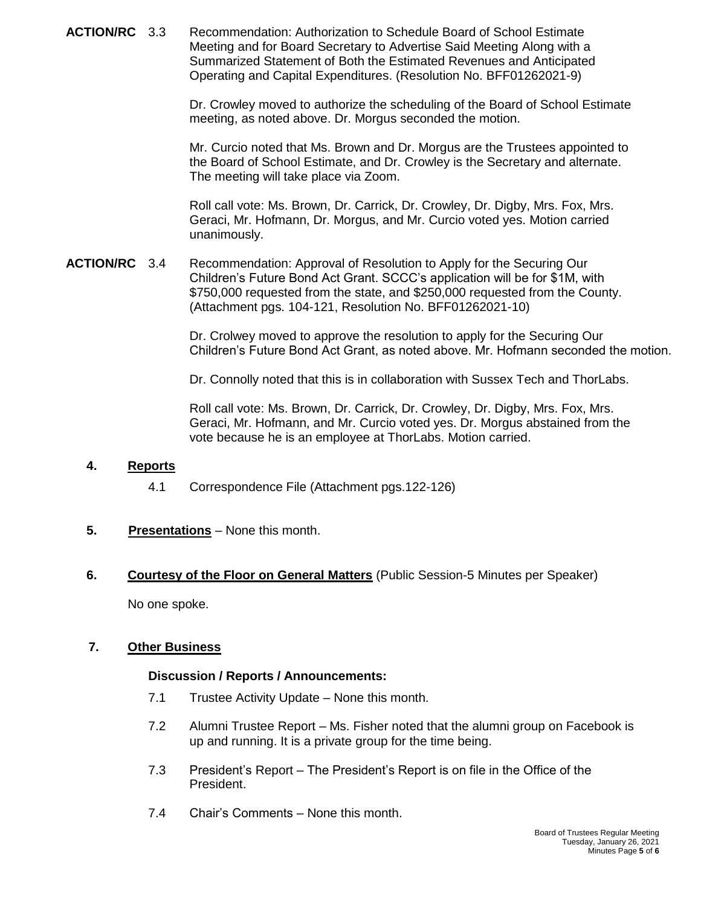**ACTION/RC** 3.3 Recommendation: Authorization to Schedule Board of School Estimate Meeting and for Board Secretary to Advertise Said Meeting Along with a Summarized Statement of Both the Estimated Revenues and Anticipated Operating and Capital Expenditures. (Resolution No. BFF01262021-9)

Dr. Crowley moved to authorize the scheduling of the Board of School Estimate meeting, as noted above. Dr. Morgus seconded the motion.

Mr. Curcio noted that Ms. Brown and Dr. Morgus are the Trustees appointed to the Board of School Estimate, and Dr. Crowley is the Secretary and alternate. The meeting will take place via Zoom.

Roll call vote: Ms. Brown, Dr. Carrick, Dr. Crowley, Dr. Digby, Mrs. Fox, Mrs. Geraci, Mr. Hofmann, Dr. Morgus, and Mr. Curcio voted yes. Motion carried unanimously.

**ACTION/RC** 3.4 Recommendation: Approval of Resolution to Apply for the Securing Our Children's Future Bond Act Grant. SCCC's application will be for $1M, with $750,000 requested from the state, and $250,000 requested from the County. (Attachment pgs. 104-121, Resolution No. BFF01262021-10)

Dr. Crolwey moved to approve the resolution to apply for the Securing Our Children's Future Bond Act Grant, as noted above. Mr. Hofmann seconded the motion.

Dr. Connolly noted that this is in collaboration with Sussex Tech and ThorLabs.

Roll call vote: Ms. Brown, Dr. Carrick, Dr. Crowley, Dr. Digby, Mrs. Fox, Mrs. Geraci, Mr. Hofmann, and Mr. Curcio voted yes. Dr. Morgus abstained from the vote because he is an employee at ThorLabs. Motion carried.

## 4. Reports

4.1 Correspondence File (Attachment pgs.122-126)

## 5. Presentations – None this month.

## 6. Courtesy of the Floor on General Matters (Public Session-5 Minutes per Speaker)

No one spoke.

## 7. Other Business

### Discussion / Reports / Announcements:

7.1 Trustee Activity Update – None this month.

7.2 Alumni Trustee Report – Ms. Fisher noted that the alumni group on Facebook is up and running. It is a private group for the time being.

7.3 President's Report – The President's Report is on file in the Office of the President.

7.4 Chair's Comments – None this month.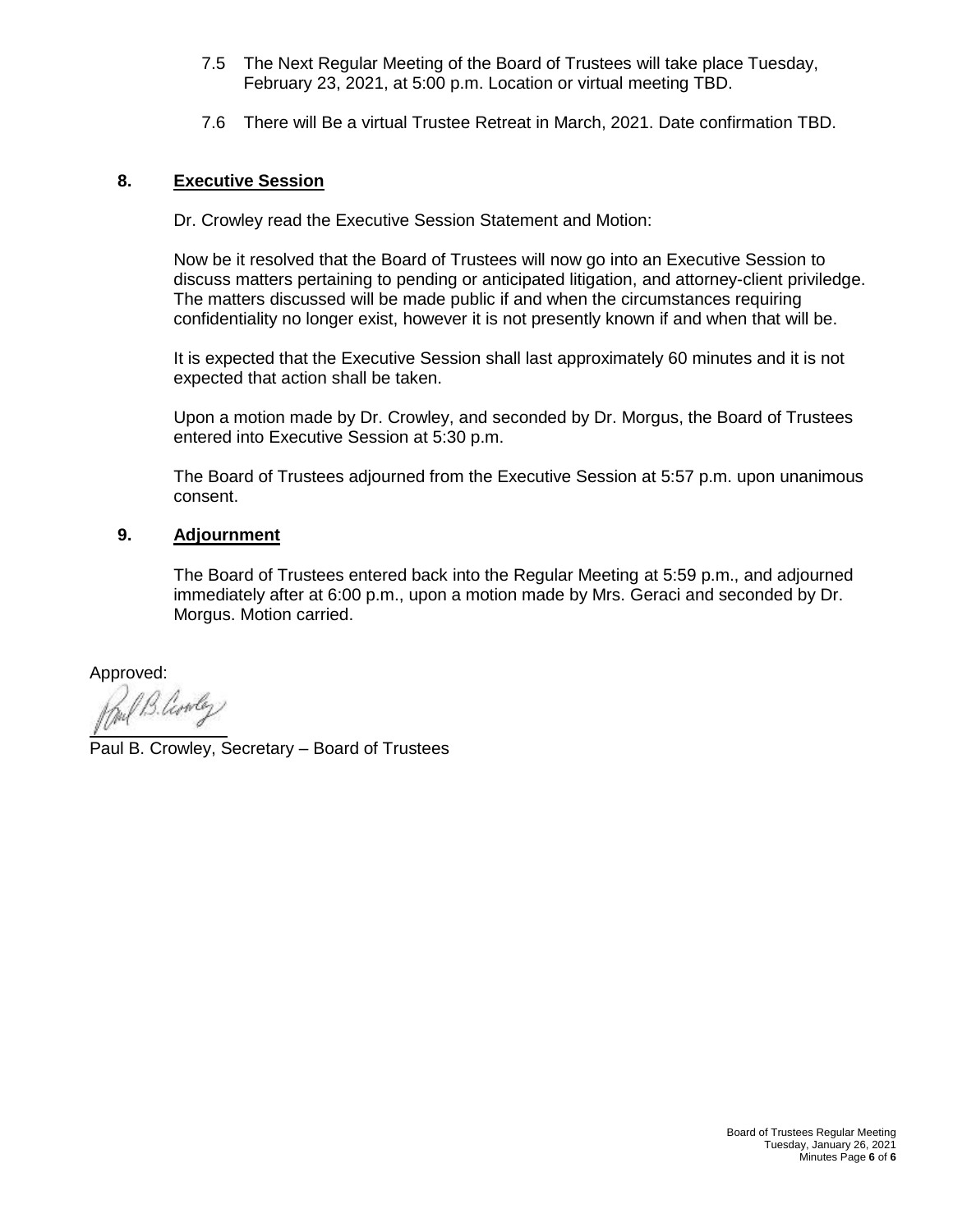7.5 The Next Regular Meeting of the Board of Trustees will take place Tuesday, February 23, 2021, at 5:00 p.m. Location or virtual meeting TBD.

7.6 There will Be a virtual Trustee Retreat in March, 2021. Date confirmation TBD.

## 8. Executive Session

Dr. Crowley read the Executive Session Statement and Motion:

Now be it resolved that the Board of Trustees will now go into an Executive Session to discuss matters pertaining to pending or anticipated litigation, and attorney-client priviledge. The matters discussed will be made public if and when the circumstances requiring confidentiality no longer exist, however it is not presently known if and when that will be.

It is expected that the Executive Session shall last approximately 60 minutes and it is not expected that action shall be taken.

Upon a motion made by Dr. Crowley, and seconded by Dr. Morgus, the Board of Trustees entered into Executive Session at 5:30 p.m.

The Board of Trustees adjourned from the Executive Session at 5:57 p.m. upon unanimous consent.

## 9. Adjournment

The Board of Trustees entered back into the Regular Meeting at 5:59 p.m., and adjourned immediately after at 6:00 p.m., upon a motion made by Mrs. Geraci and seconded by Dr. Morgus. Motion carried.

Approved:

Paul B. Crowley, Secretary – Board of Trustees